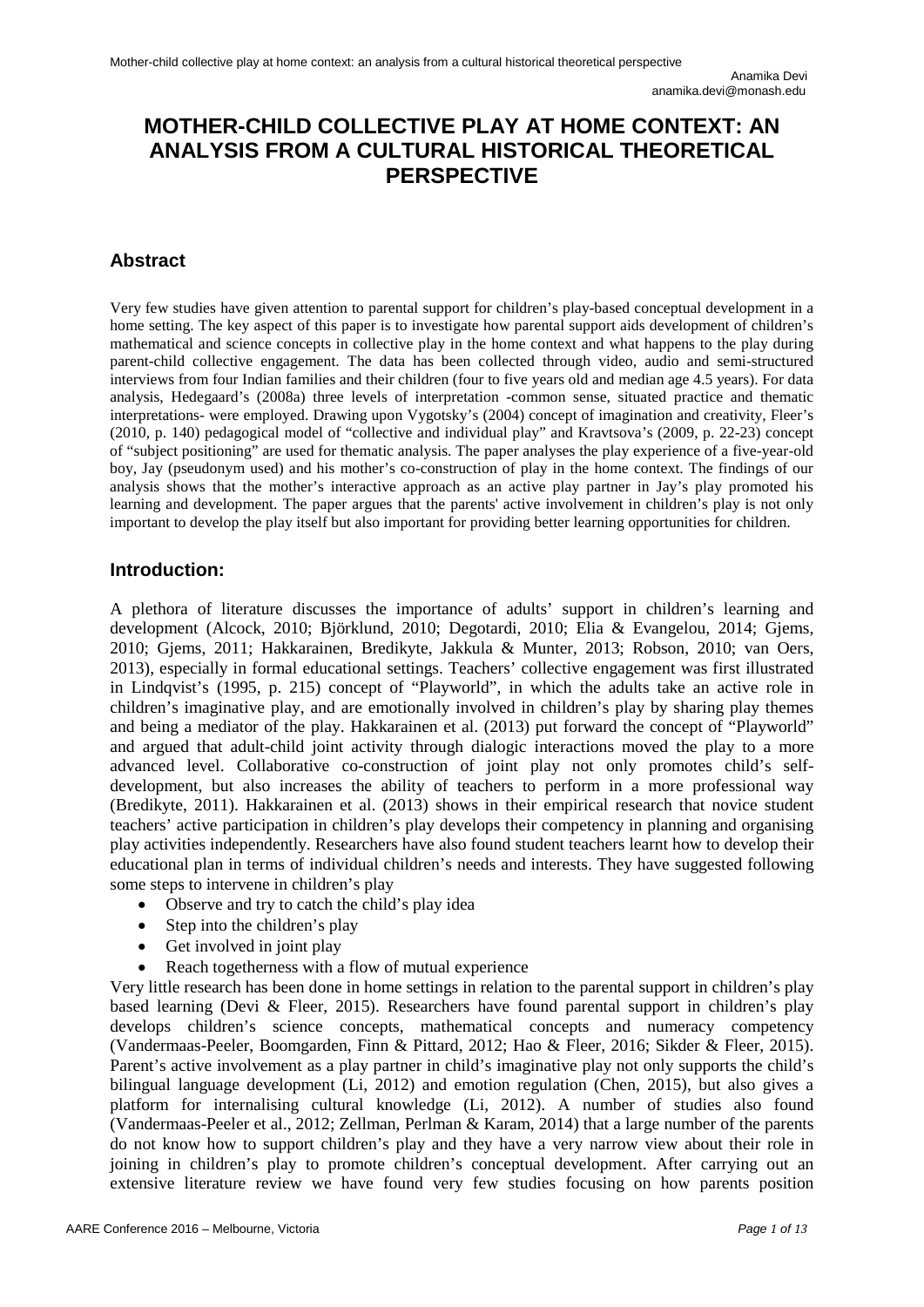Anamika Devi
anamika.devi@monash.edu

# MOTHER-CHILD COLLECTIVE PLAY AT HOME CONTEXT: AN ANALYSIS FROM A CULTURAL HISTORICAL THEORETICAL PERSPECTIVE

## Abstract

Very few studies have given attention to parental support for children's play-based conceptual development in a home setting. The key aspect of this paper is to investigate how parental support aids development of children's mathematical and science concepts in collective play in the home context and what happens to the play during parent-child collective engagement. The data has been collected through video, audio and semi-structured interviews from four Indian families and their children (four to five years old and median age 4.5 years). For data analysis, Hedegaard's (2008a) three levels of interpretation -common sense, situated practice and thematic interpretations- were employed. Drawing upon Vygotsky's (2004) concept of imagination and creativity, Fleer's (2010, p. 140) pedagogical model of "collective and individual play" and Kravtsova's (2009, p. 22-23) concept of "subject positioning" are used for thematic analysis. The paper analyses the play experience of a five-year-old boy, Jay (pseudonym used) and his mother's co-construction of play in the home context. The findings of our analysis shows that the mother's interactive approach as an active play partner in Jay's play promoted his learning and development. The paper argues that the parents' active involvement in children's play is not only important to develop the play itself but also important for providing better learning opportunities for children.

## Introduction:

A plethora of literature discusses the importance of adults' support in children's learning and development (Alcock, 2010; Björklund, 2010; Degotardi, 2010; Elia & Evangelou, 2014; Gjems, 2010; Gjems, 2011; Hakkarainen, Bredikyte, Jakkula & Munter, 2013; Robson, 2010; van Oers, 2013), especially in formal educational settings. Teachers' collective engagement was first illustrated in Lindqvist's (1995, p. 215) concept of "Playworld", in which the adults take an active role in children's imaginative play, and are emotionally involved in children's play by sharing play themes and being a mediator of the play. Hakkarainen et al. (2013) put forward the concept of "Playworld" and argued that adult-child joint activity through dialogic interactions moved the play to a more advanced level. Collaborative co-construction of joint play not only promotes child's self-development, but also increases the ability of teachers to perform in a more professional way (Bredikyte, 2011). Hakkarainen et al. (2013) shows in their empirical research that novice student teachers' active participation in children's play develops their competency in planning and organising play activities independently. Researchers have also found student teachers learnt how to develop their educational plan in terms of individual children's needs and interests. They have suggested following some steps to intervene in children's play

- Observe and try to catch the child's play idea
- Step into the children's play
- Get involved in joint play
- Reach togetherness with a flow of mutual experience

Very little research has been done in home settings in relation to the parental support in children's play based learning (Devi & Fleer, 2015). Researchers have found parental support in children's play develops children's science concepts, mathematical concepts and numeracy competency (Vandermaas-Peeler, Boomgarden, Finn & Pittard, 2012; Hao & Fleer, 2016; Sikder & Fleer, 2015). Parent's active involvement as a play partner in child's imaginative play not only supports the child's bilingual language development (Li, 2012) and emotion regulation (Chen, 2015), but also gives a platform for internalising cultural knowledge (Li, 2012). A number of studies also found (Vandermaas-Peeler et al., 2012; Zellman, Perlman & Karam, 2014) that a large number of the parents do not know how to support children's play and they have a very narrow view about their role in joining in children's play to promote children's conceptual development. After carrying out an extensive literature review we have found very few studies focusing on how parents position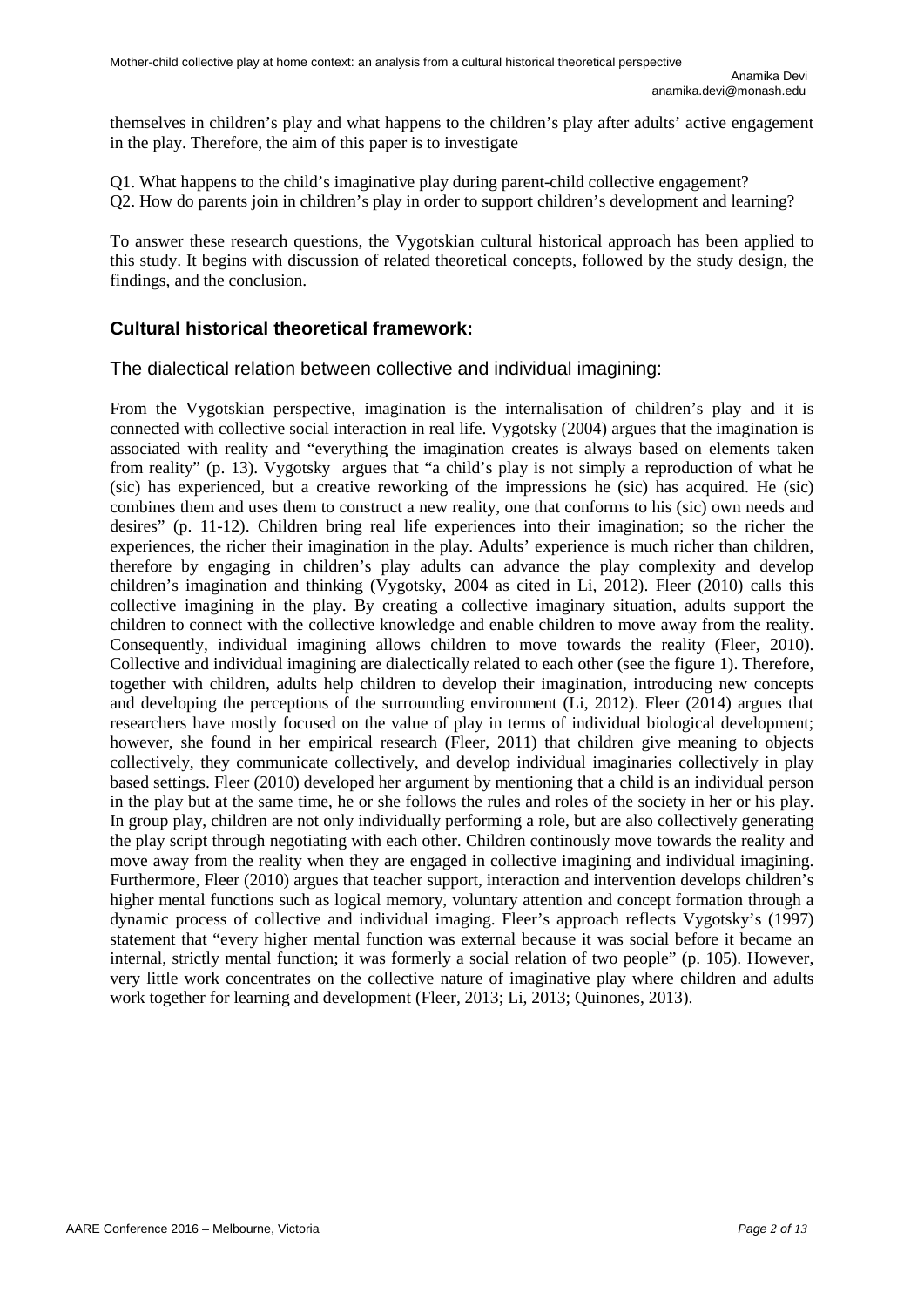themselves in children's play and what happens to the children's play after adults' active engagement in the play. Therefore, the aim of this paper is to investigate

Q1. What happens to the child's imaginative play during parent-child collective engagement?
Q2. How do parents join in children's play in order to support children's development and learning?

To answer these research questions, the Vygotskian cultural historical approach has been applied to this study. It begins with discussion of related theoretical concepts, followed by the study design, the findings, and the conclusion.

## Cultural historical theoretical framework:

### The dialectical relation between collective and individual imagining:

From the Vygotskian perspective, imagination is the internalisation of children's play and it is connected with collective social interaction in real life. Vygotsky (2004) argues that the imagination is associated with reality and "everything the imagination creates is always based on elements taken from reality" (p. 13). Vygotsky argues that "a child's play is not simply a reproduction of what he (sic) has experienced, but a creative reworking of the impressions he (sic) has acquired. He (sic) combines them and uses them to construct a new reality, one that conforms to his (sic) own needs and desires" (p. 11-12). Children bring real life experiences into their imagination; so the richer the experiences, the richer their imagination in the play. Adults' experience is much richer than children, therefore by engaging in children's play adults can advance the play complexity and develop children's imagination and thinking (Vygotsky, 2004 as cited in Li, 2012). Fleer (2010) calls this collective imagining in the play. By creating a collective imaginary situation, adults support the children to connect with the collective knowledge and enable children to move away from the reality. Consequently, individual imagining allows children to move towards the reality (Fleer, 2010). Collective and individual imagining are dialectically related to each other (see the figure 1). Therefore, together with children, adults help children to develop their imagination, introducing new concepts and developing the perceptions of the surrounding environment (Li, 2012). Fleer (2014) argues that researchers have mostly focused on the value of play in terms of individual biological development; however, she found in her empirical research (Fleer, 2011) that children give meaning to objects collectively, they communicate collectively, and develop individual imaginaries collectively in play based settings. Fleer (2010) developed her argument by mentioning that a child is an individual person in the play but at the same time, he or she follows the rules and roles of the society in her or his play. In group play, children are not only individually performing a role, but are also collectively generating the play script through negotiating with each other. Children continously move towards the reality and move away from the reality when they are engaged in collective imagining and individual imagining. Furthermore, Fleer (2010) argues that teacher support, interaction and intervention develops children's higher mental functions such as logical memory, voluntary attention and concept formation through a dynamic process of collective and individual imaging. Fleer's approach reflects Vygotsky's (1997) statement that "every higher mental function was external because it was social before it became an internal, strictly mental function; it was formerly a social relation of two people" (p. 105). However, very little work concentrates on the collective nature of imaginative play where children and adults work together for learning and development (Fleer, 2013; Li, 2013; Quinones, 2013).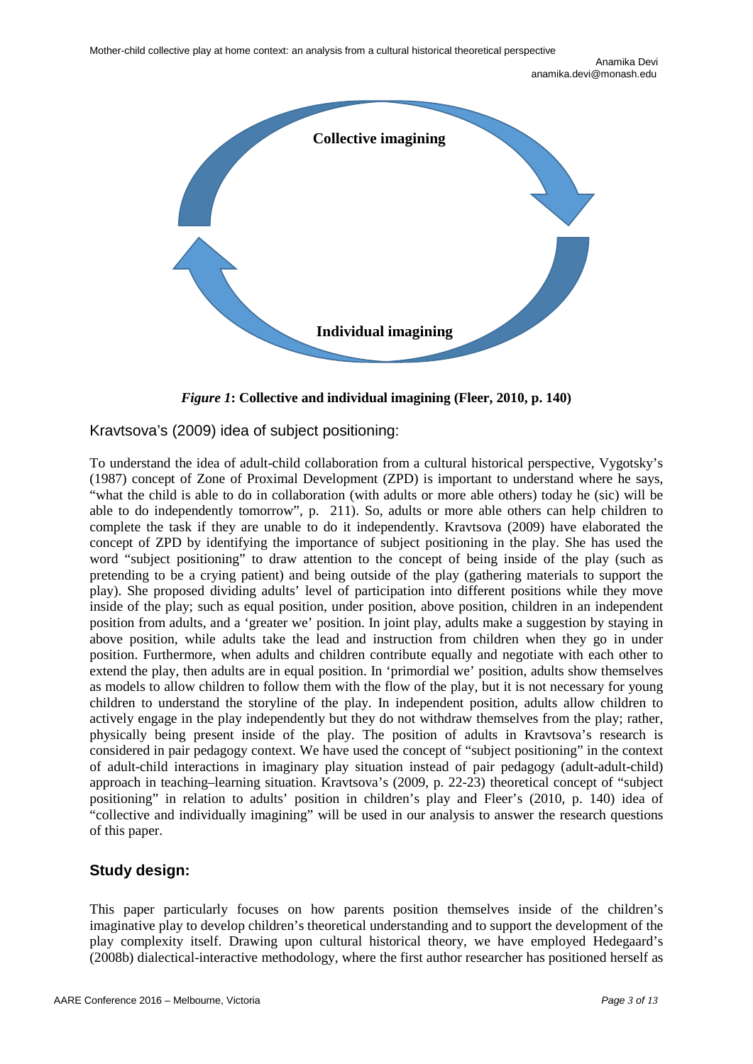Collective imagining

Individual imagining

***Figure 1*: Collective and individual imagining (Fleer, 2010, p. 140)**

## Kravtsova's (2009) idea of subject positioning:

To understand the idea of adult-child collaboration from a cultural historical perspective, Vygotsky's (1987) concept of Zone of Proximal Development (ZPD) is important to understand where he says, "what the child is able to do in collaboration (with adults or more able others) today he (sic) will be able to do independently tomorrow", p. 211). So, adults or more able others can help children to complete the task if they are unable to do it independently. Kravtsova (2009) have elaborated the concept of ZPD by identifying the importance of subject positioning in the play. She has used the word "subject positioning" to draw attention to the concept of being inside of the play (such as pretending to be a crying patient) and being outside of the play (gathering materials to support the play). She proposed dividing adults' level of participation into different positions while they move inside of the play; such as equal position, under position, above position, children in an independent position from adults, and a 'greater we' position. In joint play, adults make a suggestion by staying in above position, while adults take the lead and instruction from children when they go in under position. Furthermore, when adults and children contribute equally and negotiate with each other to extend the play, then adults are in equal position. In 'primordial we' position, adults show themselves as models to allow children to follow them with the flow of the play, but it is not necessary for young children to understand the storyline of the play. In independent position, adults allow children to actively engage in the play independently but they do not withdraw themselves from the play; rather, physically being present inside of the play. The position of adults in Kravtsova's research is considered in pair pedagogy context. We have used the concept of "subject positioning" in the context of adult-child interactions in imaginary play situation instead of pair pedagogy (adult-adult-child) approach in teaching–learning situation. Kravtsova's (2009, p. 22-23) theoretical concept of "subject positioning" in relation to adults' position in children's play and Fleer's (2010, p. 140) idea of "collective and individually imagining" will be used in our analysis to answer the research questions of this paper.

## Study design:

This paper particularly focuses on how parents position themselves inside of the children's imaginative play to develop children's theoretical understanding and to support the development of the play complexity itself. Drawing upon cultural historical theory, we have employed Hedegaard's (2008b) dialectical-interactive methodology, where the first author researcher has positioned herself as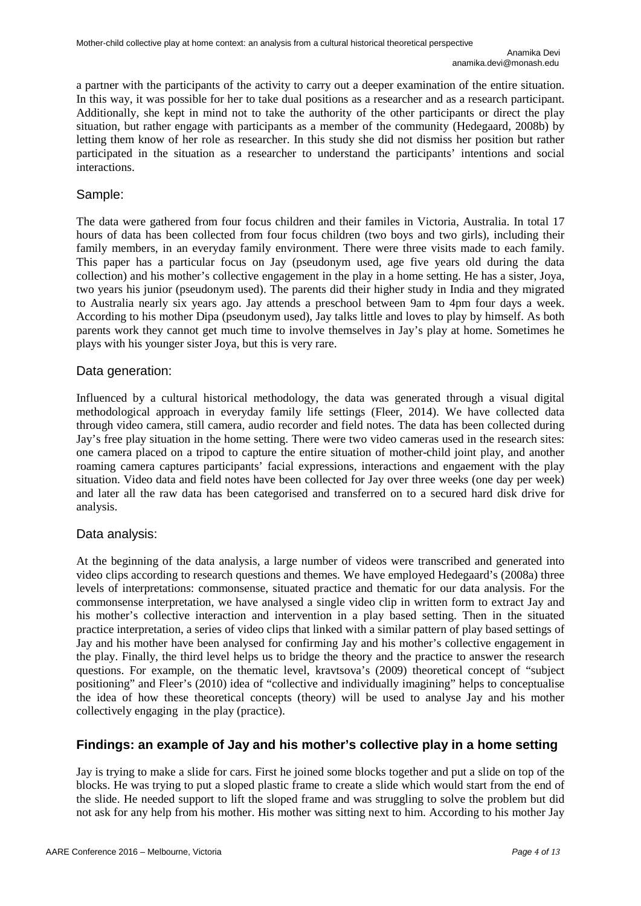a partner with the participants of the activity to carry out a deeper examination of the entire situation. In this way, it was possible for her to take dual positions as a researcher and as a research participant. Additionally, she kept in mind not to take the authority of the other participants or direct the play situation, but rather engage with participants as a member of the community (Hedegaard, 2008b) by letting them know of her role as researcher. In this study she did not dismiss her position but rather participated in the situation as a researcher to understand the participants' intentions and social interactions.

## Sample:

The data were gathered from four focus children and their familes in Victoria, Australia. In total 17 hours of data has been collected from four focus children (two boys and two girls), including their family members, in an everyday family environment. There were three visits made to each family. This paper has a particular focus on Jay (pseudonym used, age five years old during the data collection) and his mother's collective engagement in the play in a home setting. He has a sister, Joya, two years his junior (pseudonym used). The parents did their higher study in India and they migrated to Australia nearly six years ago. Jay attends a preschool between 9am to 4pm four days a week. According to his mother Dipa (pseudonym used), Jay talks little and loves to play by himself. As both parents work they cannot get much time to involve themselves in Jay's play at home. Sometimes he plays with his younger sister Joya, but this is very rare.

## Data generation:

Influenced by a cultural historical methodology, the data was generated through a visual digital methodological approach in everyday family life settings (Fleer, 2014). We have collected data through video camera, still camera, audio recorder and field notes. The data has been collected during Jay's free play situation in the home setting. There were two video cameras used in the research sites: one camera placed on a tripod to capture the entire situation of mother-child joint play, and another roaming camera captures participants' facial expressions, interactions and engaement with the play situation. Video data and field notes have been collected for Jay over three weeks (one day per week) and later all the raw data has been categorised and transferred on to a secured hard disk drive for analysis.

## Data analysis:

At the beginning of the data analysis, a large number of videos were transcribed and generated into video clips according to research questions and themes. We have employed Hedegaard's (2008a) three levels of interpretations: commonsense, situated practice and thematic for our data analysis. For the commonsense interpretation, we have analysed a single video clip in written form to extract Jay and his mother's collective interaction and intervention in a play based setting. Then in the situated practice interpretation, a series of video clips that linked with a similar pattern of play based settings of Jay and his mother have been analysed for confirming Jay and his mother's collective engagement in the play. Finally, the third level helps us to bridge the theory and the practice to answer the research questions. For example, on the thematic level, kravtsova's (2009) theoretical concept of "subject positioning" and Fleer's (2010) idea of "collective and individually imagining" helps to conceptualise the idea of how these theoretical concepts (theory) will be used to analyse Jay and his mother collectively engaging in the play (practice).

## Findings: an example of Jay and his mother's collective play in a home setting

Jay is trying to make a slide for cars. First he joined some blocks together and put a slide on top of the blocks. He was trying to put a sloped plastic frame to create a slide which would start from the end of the slide. He needed support to lift the sloped frame and was struggling to solve the problem but did not ask for any help from his mother. His mother was sitting next to him. According to his mother Jay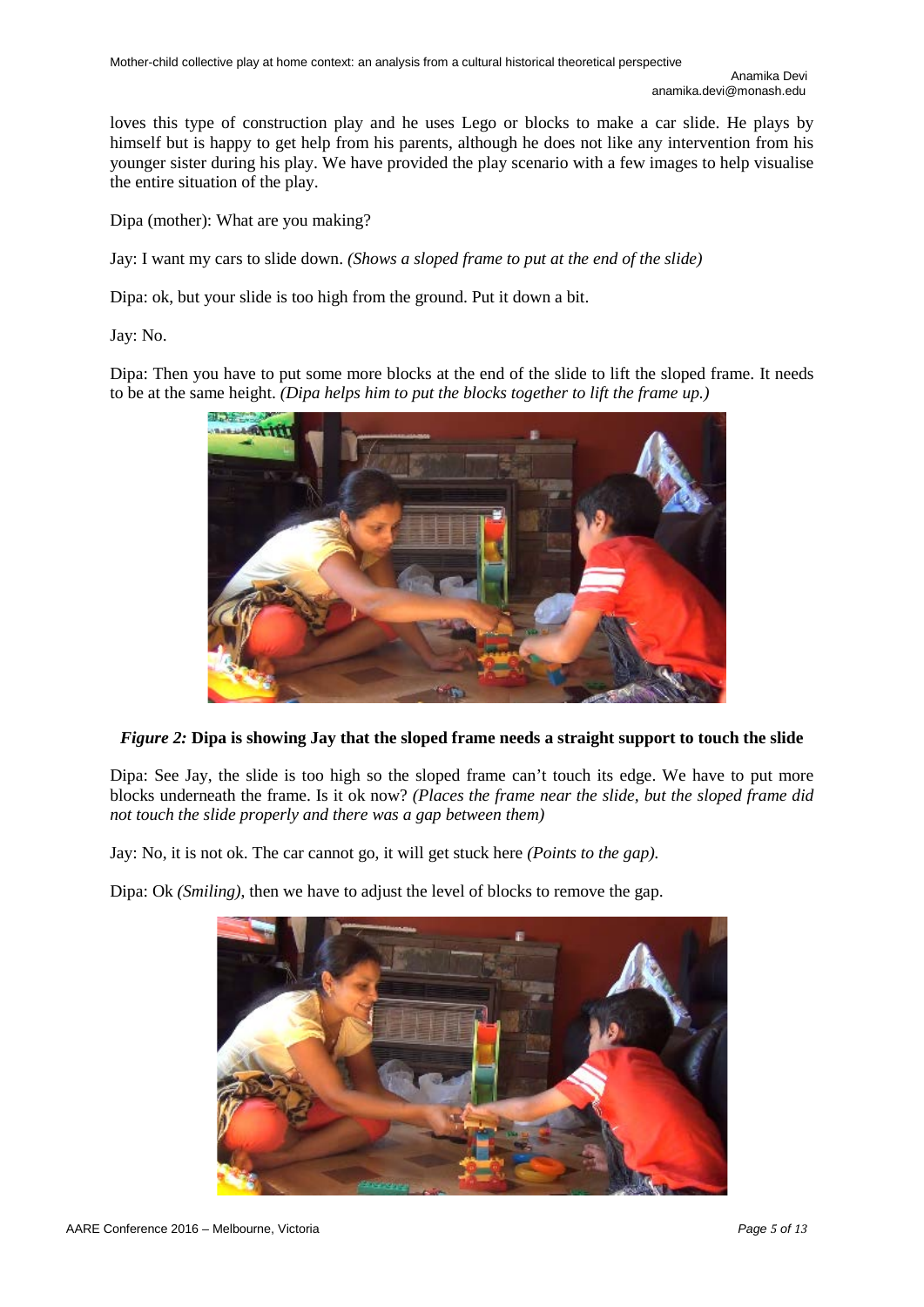loves this type of construction play and he uses Lego or blocks to make a car slide. He plays by himself but is happy to get help from his parents, although he does not like any intervention from his younger sister during his play. We have provided the play scenario with a few images to help visualise the entire situation of the play.

Dipa (mother): What are you making?

Jay: I want my cars to slide down. *(Shows a sloped frame to put at the end of the slide)*

Dipa: ok, but your slide is too high from the ground. Put it down a bit.

Jay: No.

Dipa: Then you have to put some more blocks at the end of the slide to lift the sloped frame. It needs to be at the same height. *(Dipa helps him to put the blocks together to lift the frame up.)*

***Figure 2:*** **Dipa is showing Jay that the sloped frame needs a straight support to touch the slide**

Dipa: See Jay, the slide is too high so the sloped frame can't touch its edge. We have to put more blocks underneath the frame. Is it ok now? *(Places the frame near the slide, but the sloped frame did not touch the slide properly and there was a gap between them)*

Jay: No, it is not ok. The car cannot go, it will get stuck here *(Points to the gap).*

Dipa: Ok *(Smiling)*, then we have to adjust the level of blocks to remove the gap.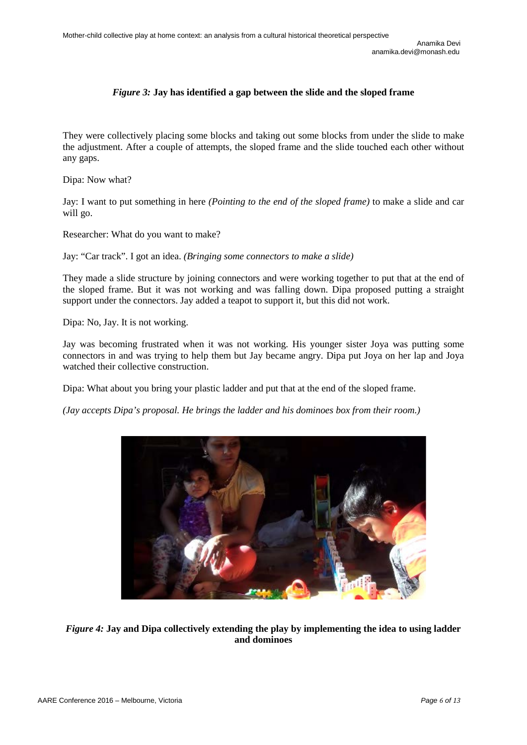*Figure 3:* **Jay has identified a gap between the slide and the sloped frame**

They were collectively placing some blocks and taking out some blocks from under the slide to make the adjustment. After a couple of attempts, the sloped frame and the slide touched each other without any gaps.

Dipa: Now what?

Jay: I want to put something in here *(Pointing to the end of the sloped frame)* to make a slide and car will go.

Researcher: What do you want to make?

Jay: "Car track". I got an idea. *(Bringing some connectors to make a slide)*

They made a slide structure by joining connectors and were working together to put that at the end of the sloped frame. But it was not working and was falling down. Dipa proposed putting a straight support under the connectors. Jay added a teapot to support it, but this did not work.

Dipa: No, Jay. It is not working.

Jay was becoming frustrated when it was not working. His younger sister Joya was putting some connectors in and was trying to help them but Jay became angry. Dipa put Joya on her lap and Joya watched their collective construction.

Dipa: What about you bring your plastic ladder and put that at the end of the sloped frame.

*(Jay accepts Dipa's proposal. He brings the ladder and his dominoes box from their room.)*

*Figure 4:* **Jay and Dipa collectively extending the play by implementing the idea to using ladder and dominoes**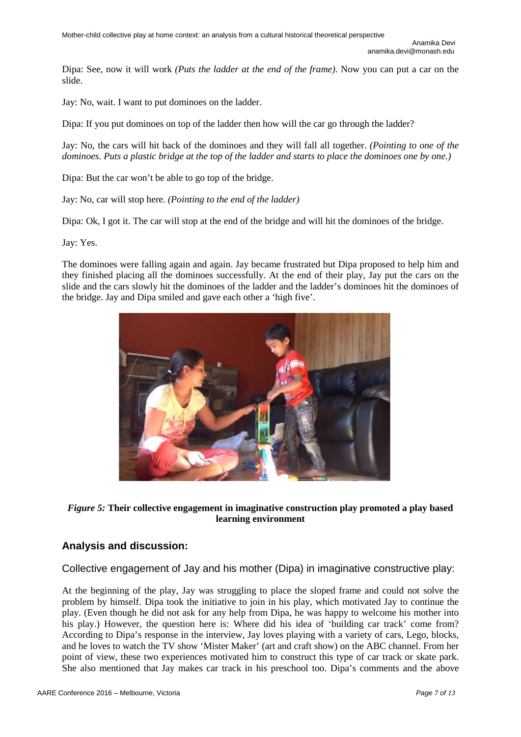Dipa: See, now it will work *(Puts the ladder at the end of the frame)*. Now you can put a car on the slide.

Jay: No, wait. I want to put dominoes on the ladder.

Dipa: If you put dominoes on top of the ladder then how will the car go through the ladder?

Jay: No, the cars will hit back of the dominoes and they will fall all together. *(Pointing to one of the dominoes. Puts a plastic bridge at the top of the ladder and starts to place the dominoes one by one.)*

Dipa: But the car won't be able to go top of the bridge.

Jay: No, car will stop here. *(Pointing to the end of the ladder)*

Dipa: Ok, I got it. The car will stop at the end of the bridge and will hit the dominoes of the bridge.

Jay: Yes.

The dominoes were falling again and again. Jay became frustrated but Dipa proposed to help him and they finished placing all the dominoes successfully. At the end of their play, Jay put the cars on the slide and the cars slowly hit the dominoes of the ladder and the ladder's dominoes hit the dominoes of the bridge. Jay and Dipa smiled and gave each other a 'high five'.

***Figure 5:*** **Their collective engagement in imaginative construction play promoted a play based learning environment**

## Analysis and discussion:

### Collective engagement of Jay and his mother (Dipa) in imaginative constructive play:

At the beginning of the play, Jay was struggling to place the sloped frame and could not solve the problem by himself. Dipa took the initiative to join in his play, which motivated Jay to continue the play. (Even though he did not ask for any help from Dipa, he was happy to welcome his mother into his play.) However, the question here is: Where did his idea of 'building car track' come from? According to Dipa's response in the interview, Jay loves playing with a variety of cars, Lego, blocks, and he loves to watch the TV show 'Mister Maker' (art and craft show) on the ABC channel. From her point of view, these two experiences motivated him to construct this type of car track or skate park. She also mentioned that Jay makes car track in his preschool too. Dipa's comments and the above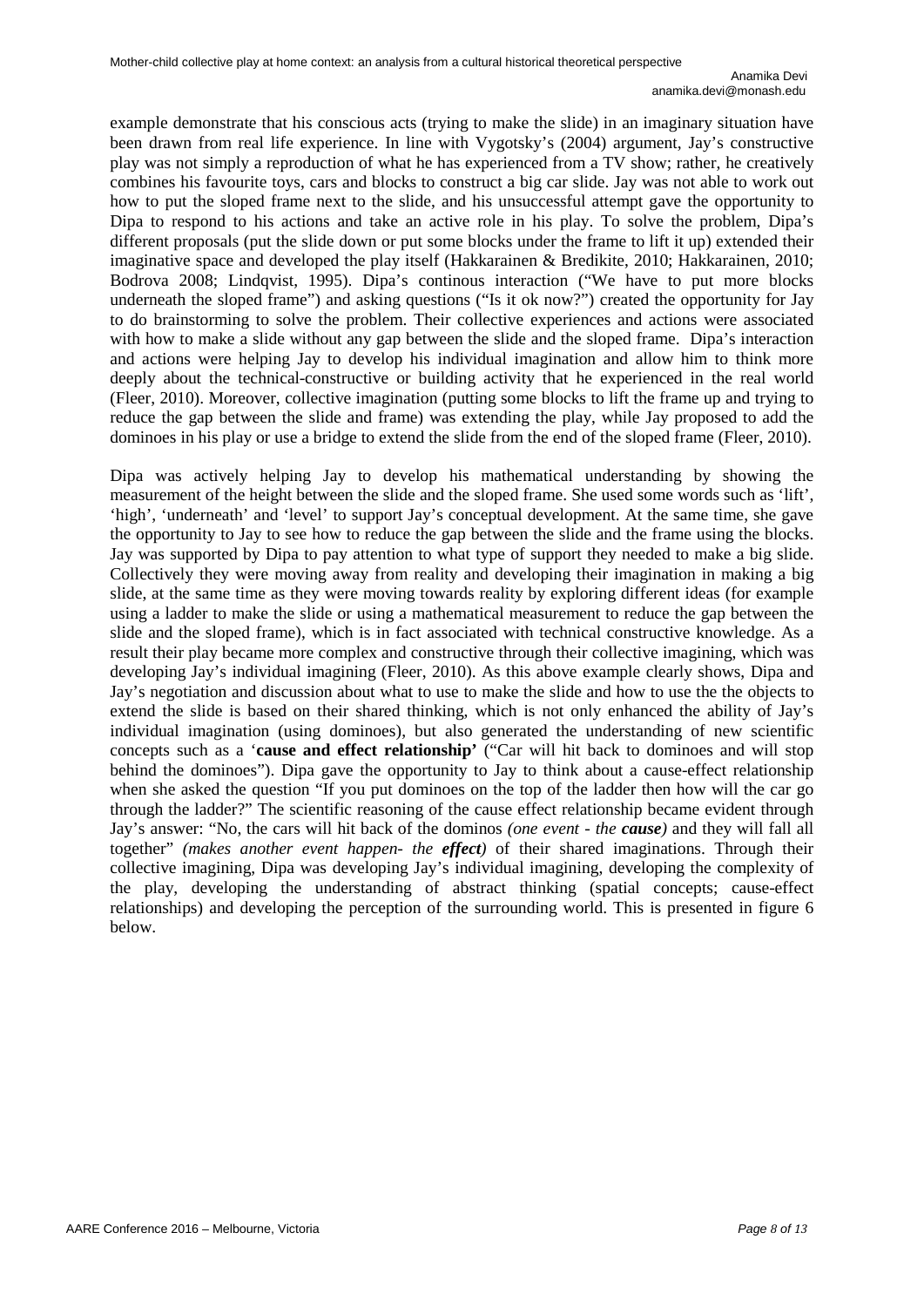example demonstrate that his conscious acts (trying to make the slide) in an imaginary situation have been drawn from real life experience. In line with Vygotsky's (2004) argument, Jay's constructive play was not simply a reproduction of what he has experienced from a TV show; rather, he creatively combines his favourite toys, cars and blocks to construct a big car slide. Jay was not able to work out how to put the sloped frame next to the slide, and his unsuccessful attempt gave the opportunity to Dipa to respond to his actions and take an active role in his play. To solve the problem, Dipa's different proposals (put the slide down or put some blocks under the frame to lift it up) extended their imaginative space and developed the play itself (Hakkarainen & Bredikite, 2010; Hakkarainen, 2010; Bodrova 2008; Lindqvist, 1995). Dipa's continous interaction ("We have to put more blocks underneath the sloped frame") and asking questions ("Is it ok now?") created the opportunity for Jay to do brainstorming to solve the problem. Their collective experiences and actions were associated with how to make a slide without any gap between the slide and the sloped frame. Dipa's interaction and actions were helping Jay to develop his individual imagination and allow him to think more deeply about the technical-constructive or building activity that he experienced in the real world (Fleer, 2010). Moreover, collective imagination (putting some blocks to lift the frame up and trying to reduce the gap between the slide and frame) was extending the play, while Jay proposed to add the dominoes in his play or use a bridge to extend the slide from the end of the sloped frame (Fleer, 2010).

Dipa was actively helping Jay to develop his mathematical understanding by showing the measurement of the height between the slide and the sloped frame. She used some words such as 'lift', 'high', 'underneath' and 'level' to support Jay's conceptual development. At the same time, she gave the opportunity to Jay to see how to reduce the gap between the slide and the frame using the blocks. Jay was supported by Dipa to pay attention to what type of support they needed to make a big slide. Collectively they were moving away from reality and developing their imagination in making a big slide, at the same time as they were moving towards reality by exploring different ideas (for example using a ladder to make the slide or using a mathematical measurement to reduce the gap between the slide and the sloped frame), which is in fact associated with technical constructive knowledge. As a result their play became more complex and constructive through their collective imagining, which was developing Jay's individual imagining (Fleer, 2010). As this above example clearly shows, Dipa and Jay's negotiation and discussion about what to use to make the slide and how to use the the objects to extend the slide is based on their shared thinking, which is not only enhanced the ability of Jay's individual imagination (using dominoes), but also generated the understanding of new scientific concepts such as a '**cause and effect relationship'** ("Car will hit back to dominoes and will stop behind the dominoes"). Dipa gave the opportunity to Jay to think about a cause-effect relationship when she asked the question "If you put dominoes on the top of the ladder then how will the car go through the ladder?" The scientific reasoning of the cause effect relationship became evident through Jay's answer: "No, the cars will hit back of the dominos *(one event - the **cause**)* and they will fall all together" *(makes another event happen- the **effect**)* of their shared imaginations. Through their collective imagining, Dipa was developing Jay's individual imagining, developing the complexity of the play, developing the understanding of abstract thinking (spatial concepts; cause-effect relationships) and developing the perception of the surrounding world. This is presented in figure 6 below.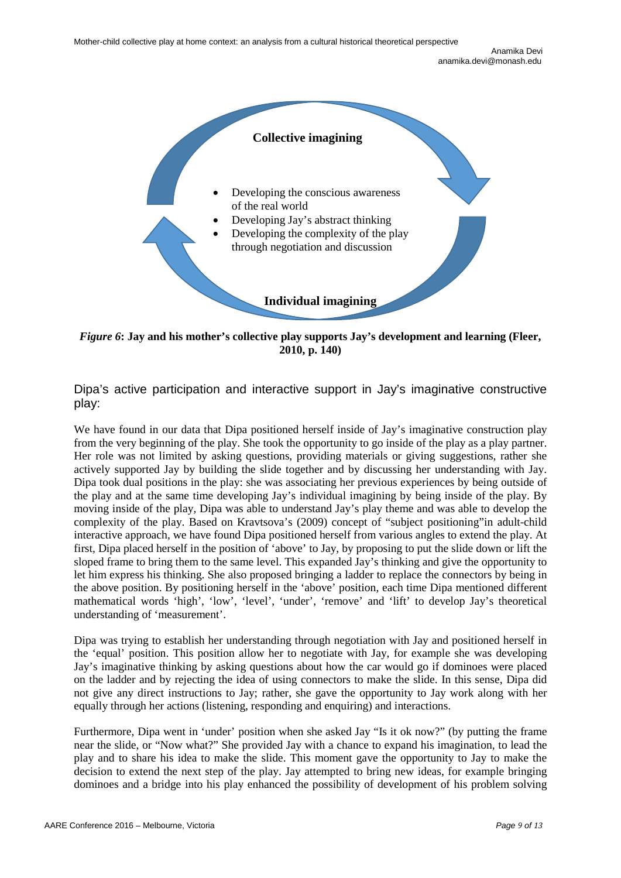**Collective imagining**

- Developing the conscious awareness of the real world
- Developing Jay's abstract thinking
- Developing the complexity of the play through negotiation and discussion

**Individual imagining**

***Figure 6*: Jay and his mother's collective play supports Jay's development and learning (Fleer, 2010, p. 140)**

## Dipa's active participation and interactive support in Jay's imaginative constructive play:

We have found in our data that Dipa positioned herself inside of Jay's imaginative construction play from the very beginning of the play. She took the opportunity to go inside of the play as a play partner. Her role was not limited by asking questions, providing materials or giving suggestions, rather she actively supported Jay by building the slide together and by discussing her understanding with Jay. Dipa took dual positions in the play: she was associating her previous experiences by being outside of the play and at the same time developing Jay's individual imagining by being inside of the play. By moving inside of the play, Dipa was able to understand Jay's play theme and was able to develop the complexity of the play. Based on Kravtsova's (2009) concept of "subject positioning"in adult-child interactive approach, we have found Dipa positioned herself from various angles to extend the play. At first, Dipa placed herself in the position of 'above' to Jay, by proposing to put the slide down or lift the sloped frame to bring them to the same level. This expanded Jay's thinking and give the opportunity to let him express his thinking. She also proposed bringing a ladder to replace the connectors by being in the above position. By positioning herself in the 'above' position, each time Dipa mentioned different mathematical words 'high', 'low', 'level', 'under', 'remove' and 'lift' to develop Jay's theoretical understanding of 'measurement'.

Dipa was trying to establish her understanding through negotiation with Jay and positioned herself in the 'equal' position. This position allow her to negotiate with Jay, for example she was developing Jay's imaginative thinking by asking questions about how the car would go if dominoes were placed on the ladder and by rejecting the idea of using connectors to make the slide. In this sense, Dipa did not give any direct instructions to Jay; rather, she gave the opportunity to Jay work along with her equally through her actions (listening, responding and enquiring) and interactions.

Furthermore, Dipa went in 'under' position when she asked Jay "Is it ok now?" (by putting the frame near the slide, or "Now what?" She provided Jay with a chance to expand his imagination, to lead the play and to share his idea to make the slide. This moment gave the opportunity to Jay to make the decision to extend the next step of the play. Jay attempted to bring new ideas, for example bringing dominoes and a bridge into his play enhanced the possibility of development of his problem solving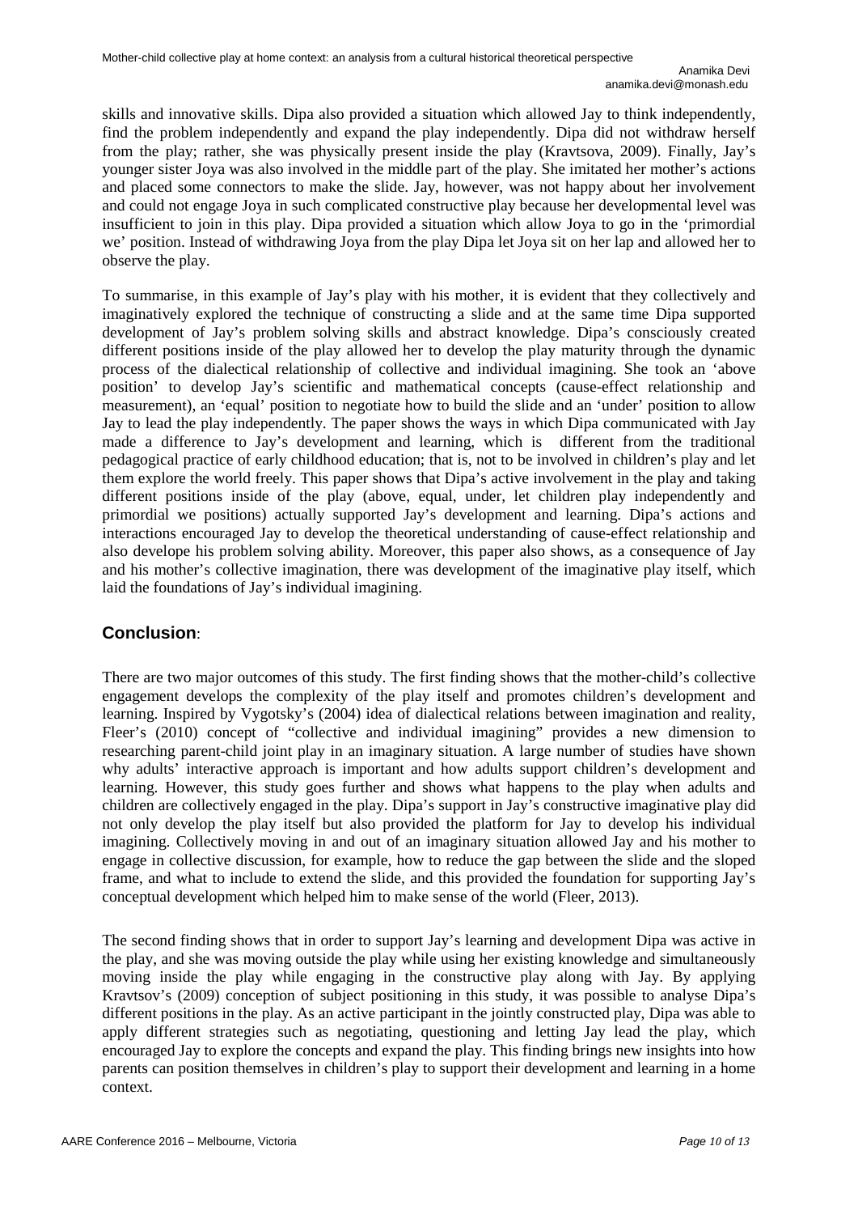skills and innovative skills. Dipa also provided a situation which allowed Jay to think independently, find the problem independently and expand the play independently. Dipa did not withdraw herself from the play; rather, she was physically present inside the play (Kravtsova, 2009). Finally, Jay's younger sister Joya was also involved in the middle part of the play. She imitated her mother's actions and placed some connectors to make the slide. Jay, however, was not happy about her involvement and could not engage Joya in such complicated constructive play because her developmental level was insufficient to join in this play. Dipa provided a situation which allow Joya to go in the 'primordial we' position. Instead of withdrawing Joya from the play Dipa let Joya sit on her lap and allowed her to observe the play.

To summarise, in this example of Jay's play with his mother, it is evident that they collectively and imaginatively explored the technique of constructing a slide and at the same time Dipa supported development of Jay's problem solving skills and abstract knowledge. Dipa's consciously created different positions inside of the play allowed her to develop the play maturity through the dynamic process of the dialectical relationship of collective and individual imagining. She took an 'above position' to develop Jay's scientific and mathematical concepts (cause-effect relationship and measurement), an 'equal' position to negotiate how to build the slide and an 'under' position to allow Jay to lead the play independently. The paper shows the ways in which Dipa communicated with Jay made a difference to Jay's development and learning, which is different from the traditional pedagogical practice of early childhood education; that is, not to be involved in children's play and let them explore the world freely. This paper shows that Dipa's active involvement in the play and taking different positions inside of the play (above, equal, under, let children play independently and primordial we positions) actually supported Jay's development and learning. Dipa's actions and interactions encouraged Jay to develop the theoretical understanding of cause-effect relationship and also develope his problem solving ability. Moreover, this paper also shows, as a consequence of Jay and his mother's collective imagination, there was development of the imaginative play itself, which laid the foundations of Jay's individual imagining.

## Conclusion:

There are two major outcomes of this study. The first finding shows that the mother-child's collective engagement develops the complexity of the play itself and promotes children's development and learning. Inspired by Vygotsky's (2004) idea of dialectical relations between imagination and reality, Fleer's (2010) concept of "collective and individual imagining" provides a new dimension to researching parent-child joint play in an imaginary situation. A large number of studies have shown why adults' interactive approach is important and how adults support children's development and learning. However, this study goes further and shows what happens to the play when adults and children are collectively engaged in the play. Dipa's support in Jay's constructive imaginative play did not only develop the play itself but also provided the platform for Jay to develop his individual imagining. Collectively moving in and out of an imaginary situation allowed Jay and his mother to engage in collective discussion, for example, how to reduce the gap between the slide and the sloped frame, and what to include to extend the slide, and this provided the foundation for supporting Jay's conceptual development which helped him to make sense of the world (Fleer, 2013).

The second finding shows that in order to support Jay's learning and development Dipa was active in the play, and she was moving outside the play while using her existing knowledge and simultaneously moving inside the play while engaging in the constructive play along with Jay. By applying Kravtsov's (2009) conception of subject positioning in this study, it was possible to analyse Dipa's different positions in the play. As an active participant in the jointly constructed play, Dipa was able to apply different strategies such as negotiating, questioning and letting Jay lead the play, which encouraged Jay to explore the concepts and expand the play. This finding brings new insights into how parents can position themselves in children's play to support their development and learning in a home context.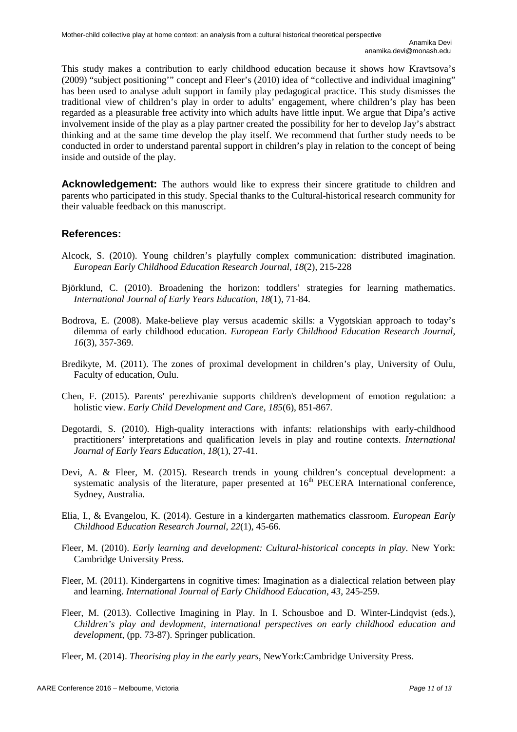This study makes a contribution to early childhood education because it shows how Kravtsova's (2009) "subject positioning'" concept and Fleer's (2010) idea of "collective and individual imagining" has been used to analyse adult support in family play pedagogical practice. This study dismisses the traditional view of children's play in order to adults' engagement, where children's play has been regarded as a pleasurable free activity into which adults have little input. We argue that Dipa's active involvement inside of the play as a play partner created the possibility for her to develop Jay's abstract thinking and at the same time develop the play itself. We recommend that further study needs to be conducted in order to understand parental support in children's play in relation to the concept of being inside and outside of the play.

**Acknowledgement:** The authors would like to express their sincere gratitude to children and parents who participated in this study. Special thanks to the Cultural-historical research community for their valuable feedback on this manuscript.

## References:

Alcock, S. (2010). Young children's playfully complex communication: distributed imagination. *European Early Childhood Education Research Journal*, *18*(2), 215-228

Björklund, C. (2010). Broadening the horizon: toddlers' strategies for learning mathematics. *International Journal of Early Years Education*, *18*(1), 71-84.

Bodrova, E. (2008). Make-believe play versus academic skills: a Vygotskian approach to today's dilemma of early childhood education. *European Early Childhood Education Research Journal*, *16*(3), 357-369.

Bredikyte, M. (2011). The zones of proximal development in children's play, University of Oulu, Faculty of education, Oulu.

Chen, F. (2015). Parents' perezhivanie supports children's development of emotion regulation: a holistic view. *Early Child Development and Care*, *185*(6), 851-867.

Degotardi, S. (2010). High-quality interactions with infants: relationships with early-childhood practitioners' interpretations and qualification levels in play and routine contexts. *International Journal of Early Years Education*, *18*(1), 27-41.

Devi, A. & Fleer, M. (2015). Research trends in young children's conceptual development: a systematic analysis of the literature, paper presented at 16th PECERA International conference, Sydney, Australia.

Elia, I., & Evangelou, K. (2014). Gesture in a kindergarten mathematics classroom. *European Early Childhood Education Research Journal*, *22*(1), 45-66.

Fleer, M. (2010). *Early learning and development: Cultural-historical concepts in play*. New York: Cambridge University Press.

Fleer, M. (2011). Kindergartens in cognitive times: Imagination as a dialectical relation between play and learning. *International Journal of Early Childhood Education*, *43*, 245-259.

Fleer, M. (2013). Collective Imagining in Play. In I. Schousboe and D. Winter-Lindqvist (eds.), *Children's play and devlopment, international perspectives on early childhood education and development*, (pp. 73-87). Springer publication.

Fleer, M. (2014). *Theorising play in the early years*, NewYork:Cambridge University Press.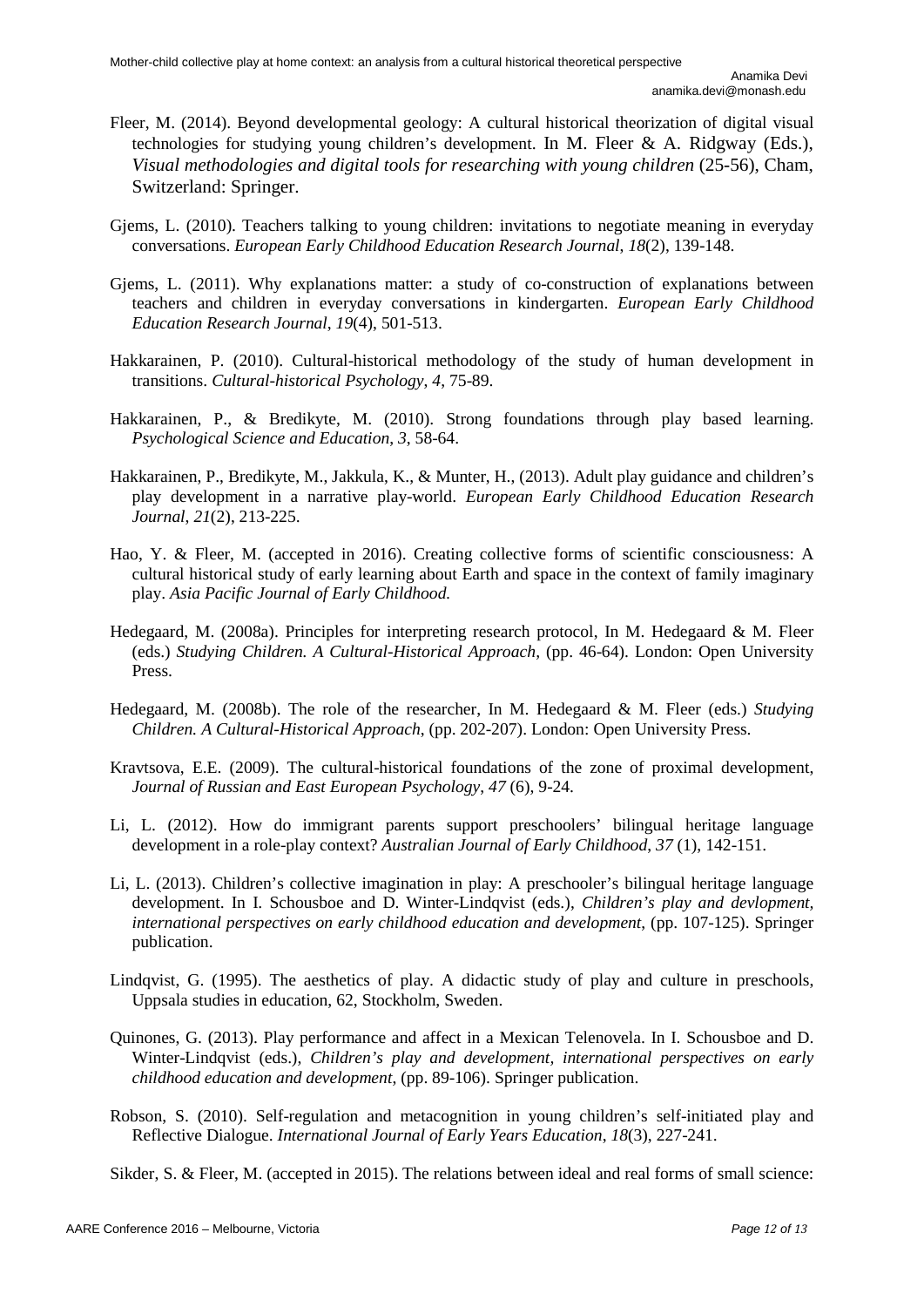Fleer, M. (2014). Beyond developmental geology: A cultural historical theorization of digital visual technologies for studying young children's development. In M. Fleer & A. Ridgway (Eds.), *Visual methodologies and digital tools for researching with young children* (25-56), Cham, Switzerland: Springer.

Gjems, L. (2010). Teachers talking to young children: invitations to negotiate meaning in everyday conversations. *European Early Childhood Education Research Journal*, *18*(2), 139-148.

Gjems, L. (2011). Why explanations matter: a study of co-construction of explanations between teachers and children in everyday conversations in kindergarten. *European Early Childhood Education Research Journal*, *19*(4), 501-513.

Hakkarainen, P. (2010). Cultural-historical methodology of the study of human development in transitions. *Cultural-historical Psychology*, *4*, 75-89.

Hakkarainen, P., & Bredikyte, M. (2010). Strong foundations through play based learning. *Psychological Science and Education*, *3*, 58-64.

Hakkarainen, P., Bredikyte, M., Jakkula, K., & Munter, H., (2013). Adult play guidance and children's play development in a narrative play-world. *European Early Childhood Education Research Journal*, *21*(2), 213-225.

Hao, Y. & Fleer, M. (accepted in 2016). Creating collective forms of scientific consciousness: A cultural historical study of early learning about Earth and space in the context of family imaginary play. *Asia Pacific Journal of Early Childhood.*

Hedegaard, M. (2008a). Principles for interpreting research protocol, In M. Hedegaard & M. Fleer (eds.) *Studying Children. A Cultural-Historical Approach*, (pp. 46-64). London: Open University Press.

Hedegaard, M. (2008b). The role of the researcher, In M. Hedegaard & M. Fleer (eds.) *Studying Children. A Cultural-Historical Approach*, (pp. 202-207). London: Open University Press.

Kravtsova, E.E. (2009). The cultural-historical foundations of the zone of proximal development, *Journal of Russian and East European Psychology*, *47* (6), 9-24.

Li, L. (2012). How do immigrant parents support preschoolers' bilingual heritage language development in a role-play context? *Australian Journal of Early Childhood*, *37* (1), 142-151.

Li, L. (2013). Children's collective imagination in play: A preschooler's bilingual heritage language development. In I. Schousboe and D. Winter-Lindqvist (eds.), *Children's play and devlopment, international perspectives on early childhood education and development*, (pp. 107-125). Springer publication.

Lindqvist, G. (1995). The aesthetics of play. A didactic study of play and culture in preschools, Uppsala studies in education, 62, Stockholm, Sweden.

Quinones, G. (2013). Play performance and affect in a Mexican Telenovela. In I. Schousboe and D. Winter-Lindqvist (eds.), *Children's play and development, international perspectives on early childhood education and development*, (pp. 89-106). Springer publication.

Robson, S. (2010). Self-regulation and metacognition in young children's self-initiated play and Reflective Dialogue. *International Journal of Early Years Education*, *18*(3), 227-241.

Sikder, S. & Fleer, M. (accepted in 2015). The relations between ideal and real forms of small science: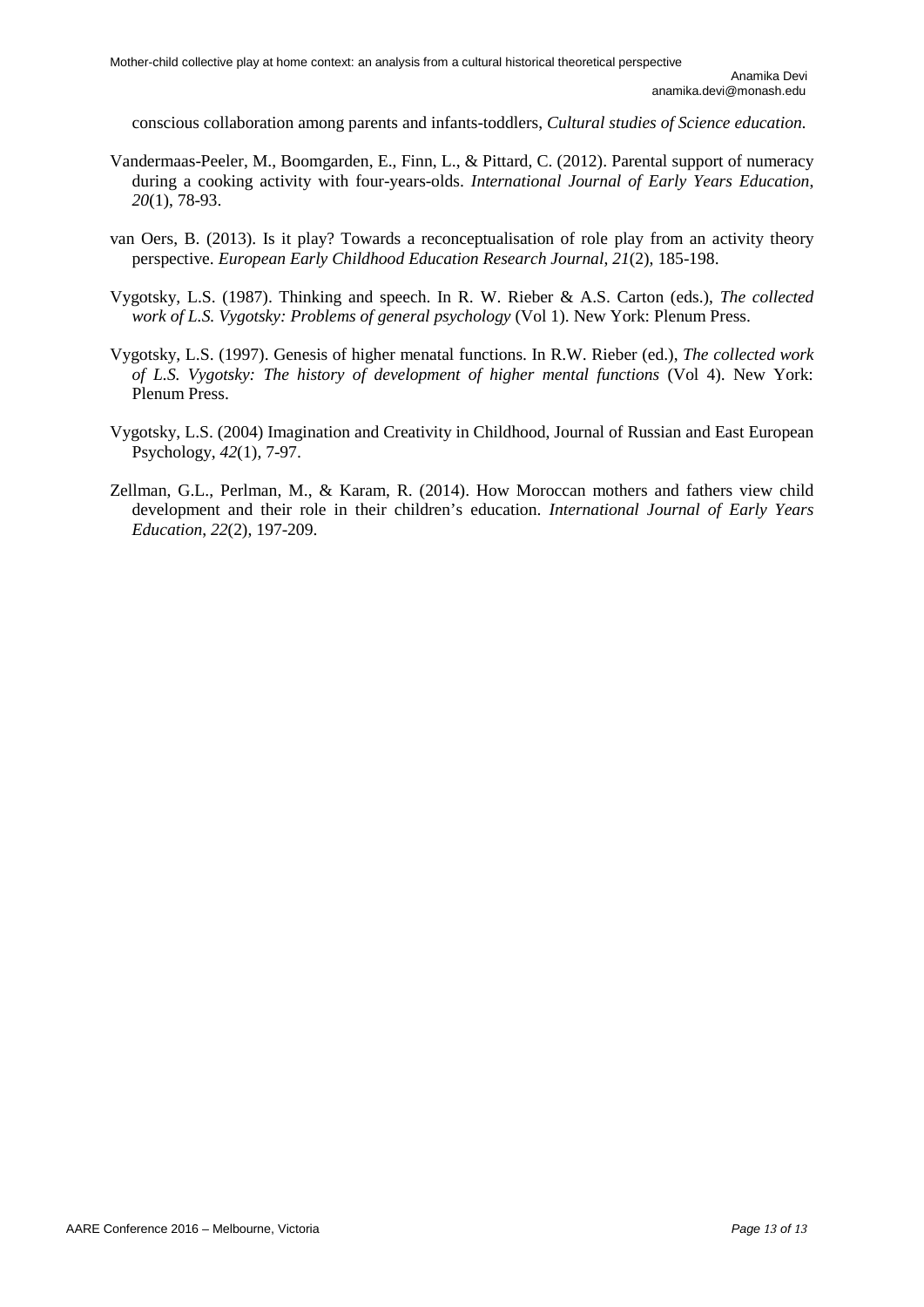conscious collaboration among parents and infants-toddlers, *Cultural studies of Science education.*

Vandermaas-Peeler, M., Boomgarden, E., Finn, L., & Pittard, C. (2012). Parental support of numeracy during a cooking activity with four-years-olds. *International Journal of Early Years Education*, *20*(1), 78-93.

van Oers, B. (2013). Is it play? Towards a reconceptualisation of role play from an activity theory perspective. *European Early Childhood Education Research Journal*, *21*(2), 185-198.

Vygotsky, L.S. (1987). Thinking and speech. In R. W. Rieber & A.S. Carton (eds.), *The collected work of L.S. Vygotsky: Problems of general psychology* (Vol 1). New York: Plenum Press.

Vygotsky, L.S. (1997). Genesis of higher menatal functions. In R.W. Rieber (ed.), *The collected work of L.S. Vygotsky: The history of development of higher mental functions* (Vol 4). New York: Plenum Press.

Vygotsky, L.S. (2004) Imagination and Creativity in Childhood, Journal of Russian and East European Psychology, *42*(1), 7-97.

Zellman, G.L., Perlman, M., & Karam, R. (2014). How Moroccan mothers and fathers view child development and their role in their children's education. *International Journal of Early Years Education*, *22*(2), 197-209.